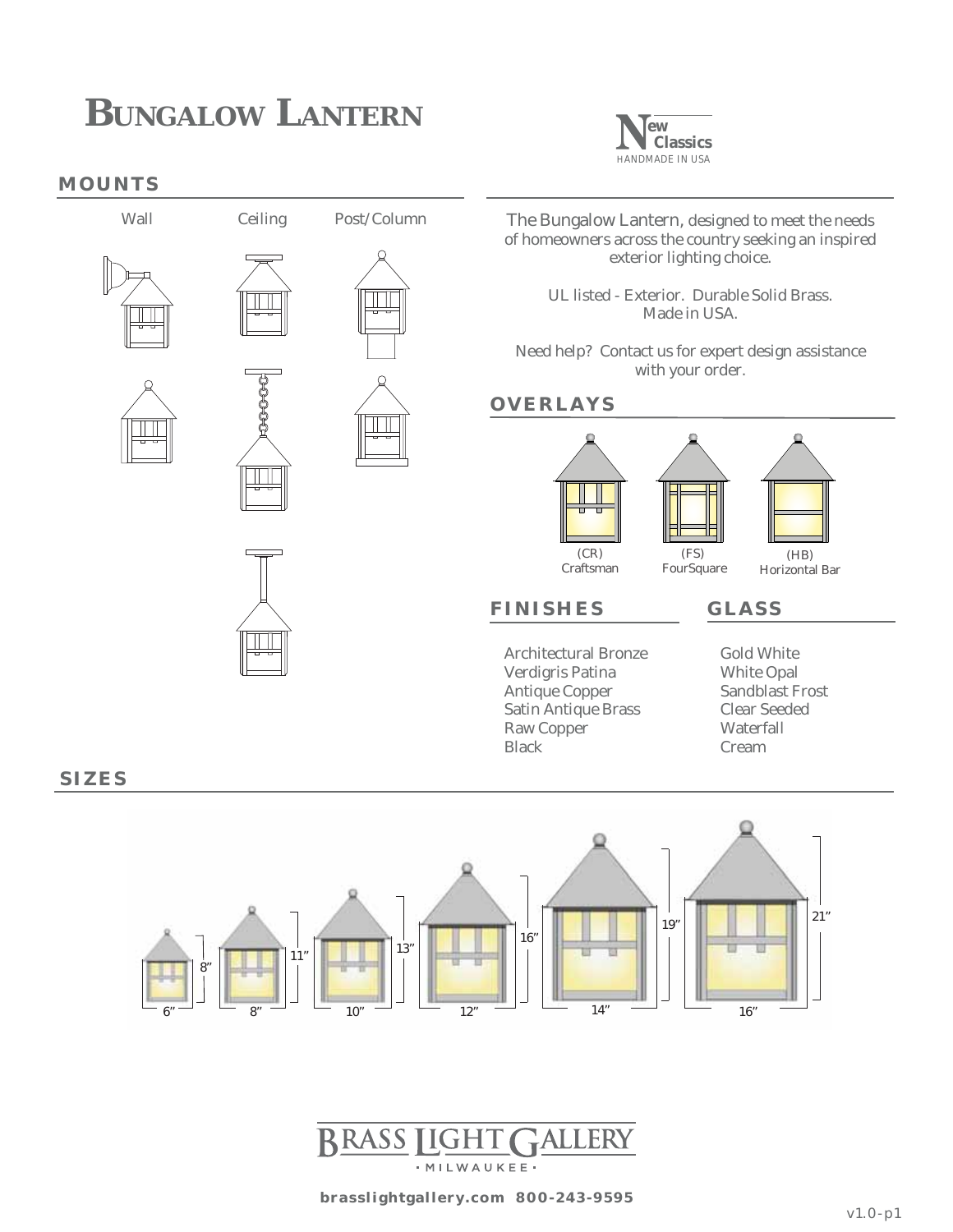# BUNGALOW LANTERN

New Classics
HANDMADE IN USA

## MOUNTS

Wall

Ceiling

Post/Column

The Bungalow Lantern, designed to meet the needs of homeowners across the country seeking an inspired exterior lighting choice.

UL listed - Exterior. Durable Solid Brass. Made in USA.

Need help? Contact us for expert design assistance with your order.

## OVERLAYS

(CR) Craftsman

(FS) FourSquare

(HB) Horizontal Bar

## FINISHES

- Architectural Bronze
- Verdigris Patina
- Antique Copper
- Satin Antique Brass
- Raw Copper
- Black

## GLASS

- Gold White
- White Opal
- Sandblast Frost
- Clear Seeded
- Waterfall
- Cream

## SIZES

| Width | Height |
|---|---|
| 6″ | 8″ |
| 8″ | 11″ |
| 10″ | 13″ |
| 12″ | 16″ |
| 14″ | 19″ |
| 16″ | 21″ |

BRASS LIGHT GALLERY
· MILWAUKEE ·

brasslightgallery.com 800-243-9595

v1.0-p1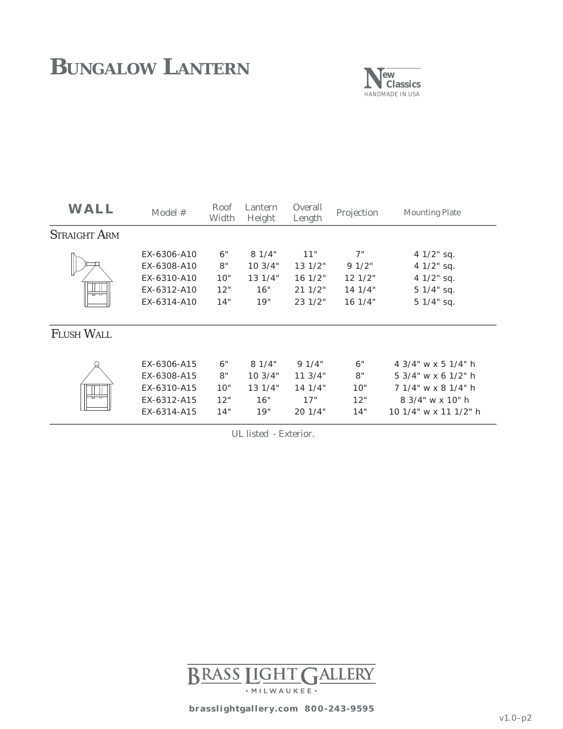# BUNGALOW LANTERN

New Classics
HANDMADE IN USA

| WALL | Model # | Roof Width | Lantern Height | Overall Length | Projection | Mounting Plate |
|---|---|---|---|---|---|---|
| **STRAIGHT ARM** | | | | | | |
| | EX-6306-A10 | 6" | 8 1/4" | 11" | 7" | 4 1/2" sq. |
| | EX-6308-A10 | 8" | 10 3/4" | 13 1/2" | 9 1/2" | 4 1/2" sq. |
| | EX-6310-A10 | 10" | 13 1/4" | 16 1/2" | 12 1/2" | 4 1/2" sq. |
| | EX-6312-A10 | 12" | 16" | 21 1/2" | 14 1/4" | 5 1/4" sq. |
| | EX-6314-A10 | 14" | 19" | 23 1/2" | 16 1/4" | 5 1/4" sq. |
| **FLUSH WALL** | | | | | | |
| | EX-6306-A15 | 6" | 8 1/4" | 9 1/4" | 6" | 4 3/4" w x 5 1/4" h |
| | EX-6308-A15 | 8" | 10 3/4" | 11 3/4" | 8" | 5 3/4" w x 6 1/2" h |
| | EX-6310-A15 | 10" | 13 1/4" | 14 1/4" | 10" | 7 1/4" w x 8 1/4" h |
| | EX-6312-A15 | 12" | 16" | 17" | 12" | 8 3/4" w x 10" h |
| | EX-6314-A15 | 14" | 19" | 20 1/4" | 14" | 10 1/4" w x 11 1/2" h |

*UL listed - Exterior.*

BRASS LIGHT GALLERY
· MILWAUKEE ·

**brasslightgallery.com 800-243-9595**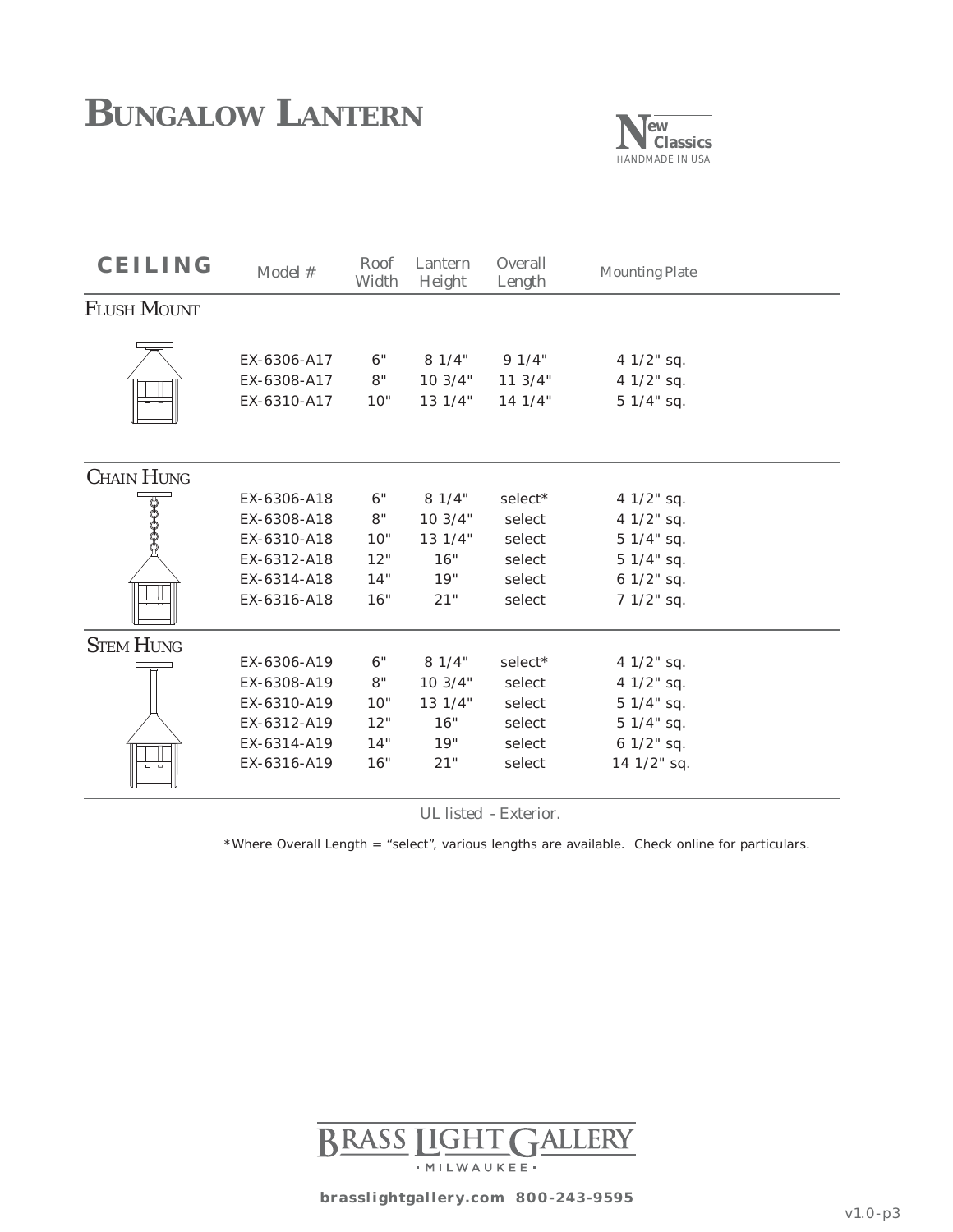# Bungalow Lantern

**New Classics**
HANDMADE IN USA

| CEILING | Model # | Roof Width | Lantern Height | Overall Length | Mounting Plate |
|---|---|---|---|---|---|
| **Flush Mount** | | | | | |
| | EX-6306-A17 | 6" | 8 1/4" | 9 1/4" | 4 1/2" sq. |
| | EX-6308-A17 | 8" | 10 3/4" | 11 3/4" | 4 1/2" sq. |
| | EX-6310-A17 | 10" | 13 1/4" | 14 1/4" | 5 1/4" sq. |
| **Chain Hung** | | | | | |
| | EX-6306-A18 | 6" | 8 1/4" | select* | 4 1/2" sq. |
| | EX-6308-A18 | 8" | 10 3/4" | select | 4 1/2" sq. |
| | EX-6310-A18 | 10" | 13 1/4" | select | 5 1/4" sq. |
| | EX-6312-A18 | 12" | 16" | select | 5 1/4" sq. |
| | EX-6314-A18 | 14" | 19" | select | 6 1/2" sq. |
| | EX-6316-A18 | 16" | 21" | select | 7 1/2" sq. |
| **Stem Hung** | | | | | |
| | EX-6306-A19 | 6" | 8 1/4" | select* | 4 1/2" sq. |
| | EX-6308-A19 | 8" | 10 3/4" | select | 4 1/2" sq. |
| | EX-6310-A19 | 10" | 13 1/4" | select | 5 1/4" sq. |
| | EX-6312-A19 | 12" | 16" | select | 5 1/4" sq. |
| | EX-6314-A19 | 14" | 19" | select | 6 1/2" sq. |
| | EX-6316-A19 | 16" | 21" | select | 14 1/2" sq. |

*UL listed - Exterior.*

*Where Overall Length = "select", various lengths are available. Check online for particulars.

BRASS LIGHT GALLERY
· MILWAUKEE ·

**brasslightgallery.com 800-243-9595**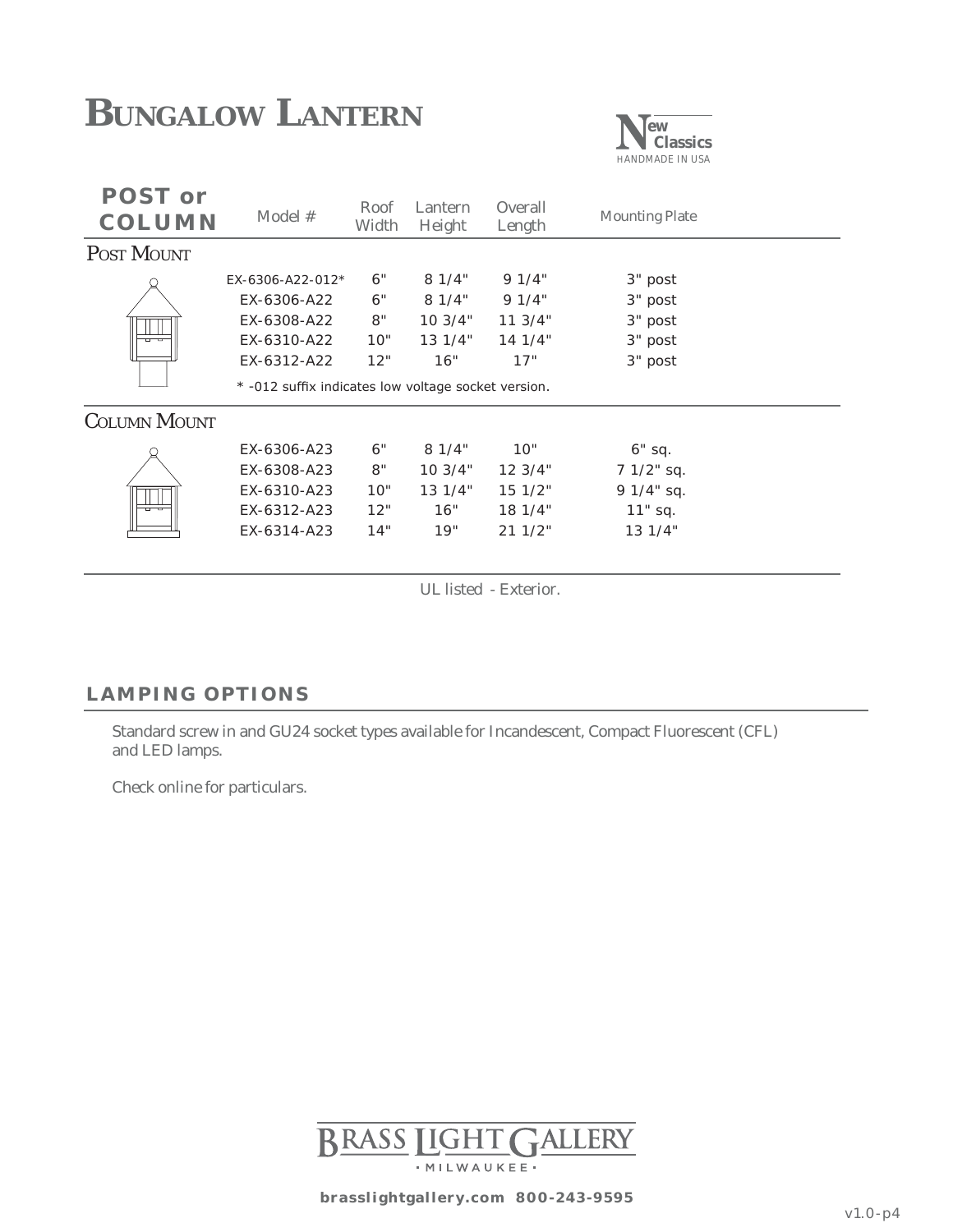# BUNGALOW LANTERN

New Classics
HANDMADE IN USA

| POST or COLUMN | Model # | Roof Width | Lantern Height | Overall Length | Mounting Plate |
|---|---|---|---|---|---|
| **POST MOUNT** | | | | | |
| | EX-6306-A22-012* | 6" | 8 1/4" | 9 1/4" | 3" post |
| | EX-6306-A22 | 6" | 8 1/4" | 9 1/4" | 3" post |
| | EX-6308-A22 | 8" | 10 3/4" | 11 3/4" | 3" post |
| | EX-6310-A22 | 10" | 13 1/4" | 14 1/4" | 3" post |
| | EX-6312-A22 | 12" | 16" | 17" | 3" post |
| **COLUMN MOUNT** | | | | | |
| | EX-6306-A23 | 6" | 8 1/4" | 10" | 6" sq. |
| | EX-6308-A23 | 8" | 10 3/4" | 12 3/4" | 7 1/2" sq. |
| | EX-6310-A23 | 10" | 13 1/4" | 15 1/2" | 9 1/4" sq. |
| | EX-6312-A23 | 12" | 16" | 18 1/4" | 11" sq. |
| | EX-6314-A23 | 14" | 19" | 21 1/2" | 13 1/4" |

* -012 suffix indicates low voltage socket version.

*UL listed - Exterior.*

## LAMPING OPTIONS

Standard screw in and GU24 socket types available for Incandescent, Compact Fluorescent (CFL) and LED lamps.

Check online for particulars.

BRASS LIGHT GALLERY
· MILWAUKEE ·

**brasslightgallery.com 800-243-9595**